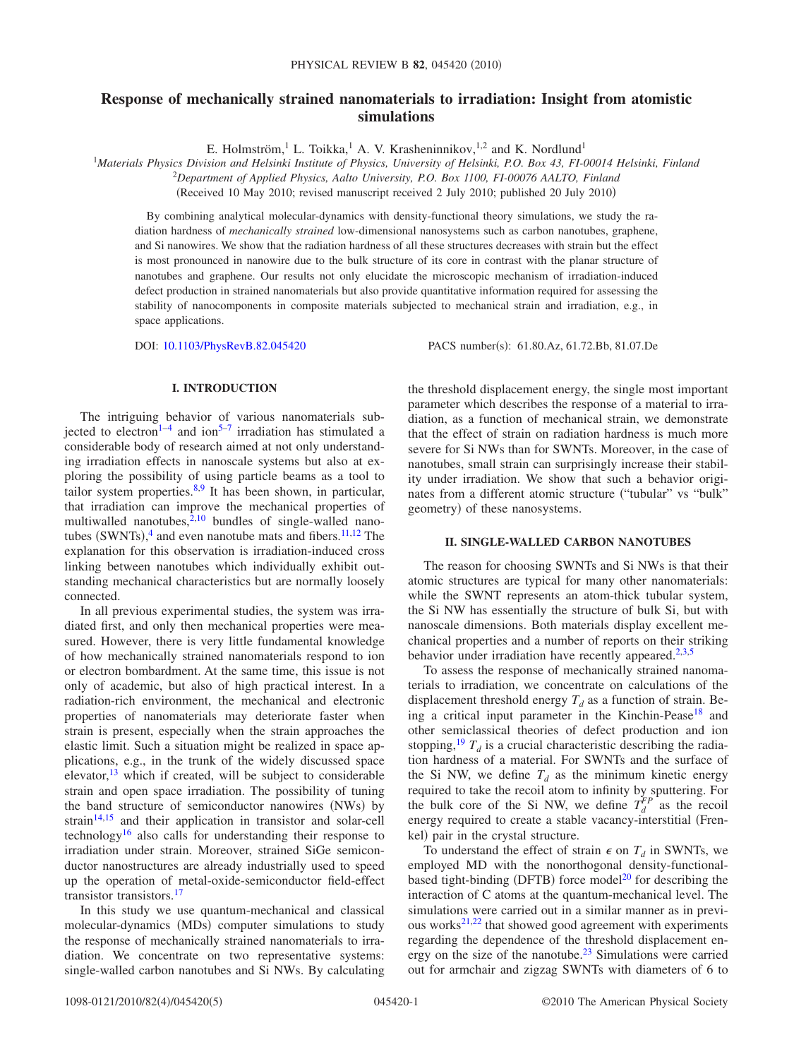# Response of mechanically strained nanomaterials to irradiation: Insight from atomistic simulations

E. Holmström,[1] L. Toikka,[1] A. V. Krasheninnikov,[1,2] and K. Nordlund[1]

[1]*Materials Physics Division and Helsinki Institute of Physics, University of Helsinki, P.O. Box 43, FI-00014 Helsinki, Finland*
[2]*Department of Applied Physics, Aalto University, P.O. Box 1100, FI-00076 AALTO, Finland*
(Received 10 May 2010; revised manuscript received 2 July 2010; published 20 July 2010)

By combining analytical molecular-dynamics with density-functional theory simulations, we study the radiation hardness of *mechanically strained* low-dimensional nanosystems such as carbon nanotubes, graphene, and Si nanowires. We show that the radiation hardness of all these structures decreases with strain but the effect is most pronounced in nanowire due to the bulk structure of its core in contrast with the planar structure of nanotubes and graphene. Our results not only elucidate the microscopic mechanism of irradiation-induced defect production in strained nanomaterials but also provide quantitative information required for assessing the stability of nanocomponents in composite materials subjected to mechanical strain and irradiation, e.g., in space applications.

DOI: 10.1103/PhysRevB.82.045420 PACS number(s): 61.80.Az, 61.72.Bb, 81.07.De

## I. INTRODUCTION

The intriguing behavior of various nanomaterials subjected to electron[1–4] and ion[5–7] irradiation has stimulated a considerable body of research aimed at not only understanding irradiation effects in nanoscale systems but also at exploring the possibility of using particle beams as a tool to tailor system properties.[8,9] It has been shown, in particular, that irradiation can improve the mechanical properties of multiwalled nanotubes,[2,10] bundles of single-walled nanotubes (SWNTs),[4] and even nanotube mats and fibers.[11,12] The explanation for this observation is irradiation-induced cross linking between nanotubes which individually exhibit outstanding mechanical characteristics but are normally loosely connected.

In all previous experimental studies, the system was irradiated first, and only then mechanical properties were measured. However, there is very little fundamental knowledge of how mechanically strained nanomaterials respond to ion or electron bombardment. At the same time, this issue is not only of academic, but also of high practical interest. In a radiation-rich environment, the mechanical and electronic properties of nanomaterials may deteriorate faster when strain is present, especially when the strain approaches the elastic limit. Such a situation might be realized in space applications, e.g., in the trunk of the widely discussed space elevator,[13] which if created, will be subject to considerable strain and open space irradiation. The possibility of tuning the band structure of semiconductor nanowires (NWs) by strain[14,15] and their application in transistor and solar-cell technology[16] also calls for understanding their response to irradiation under strain. Moreover, strained SiGe semiconductor nanostructures are already industrially used to speed up the operation of metal-oxide-semiconductor field-effect transistor transistors.[17]

In this study we use quantum-mechanical and classical molecular-dynamics (MDs) computer simulations to study the response of mechanically strained nanomaterials to irradiation. We concentrate on two representative systems: single-walled carbon nanotubes and Si NWs. By calculating the threshold displacement energy, the single most important parameter which describes the response of a material to irradiation, as a function of mechanical strain, we demonstrate that the effect of strain on radiation hardness is much more severe for Si NWs than for SWNTs. Moreover, in the case of nanotubes, small strain can surprisingly increase their stability under irradiation. We show that such a behavior originates from a different atomic structure ("tubular" vs "bulk" geometry) of these nanosystems.

## II. SINGLE-WALLED CARBON NANOTUBES

The reason for choosing SWNTs and Si NWs is that their atomic structures are typical for many other nanomaterials: while the SWNT represents an atom-thick tubular system, the Si NW has essentially the structure of bulk Si, but with nanoscale dimensions. Both materials display excellent mechanical properties and a number of reports on their striking behavior under irradiation have recently appeared.[2,3,5]

To assess the response of mechanically strained nanomaterials to irradiation, we concentrate on calculations of the displacement threshold energy $T_d$ as a function of strain. Being a critical input parameter in the Kinchin-Pease[18] and other semiclassical theories of defect production and ion stopping,[19] $T_d$ is a crucial characteristic describing the radiation hardness of a material. For SWNTs and the surface of the Si NW, we define $T_d$ as the minimum kinetic energy required to take the recoil atom to infinity by sputtering. For the bulk core of the Si NW, we define $T_d^{FP}$ as the recoil energy required to create a stable vacancy-interstitial (Frenkel) pair in the crystal structure.

To understand the effect of strain $\epsilon$ on $T_d$ in SWNTs, we employed MD with the nonorthogonal density-functional-based tight-binding (DFTB) force model[20] for describing the interaction of C atoms at the quantum-mechanical level. The simulations were carried out in a similar manner as in previous works[21,22] that showed good agreement with experiments regarding the dependence of the threshold displacement energy on the size of the nanotube.[23] Simulations were carried out for armchair and zigzag SWNTs with diameters of 6 to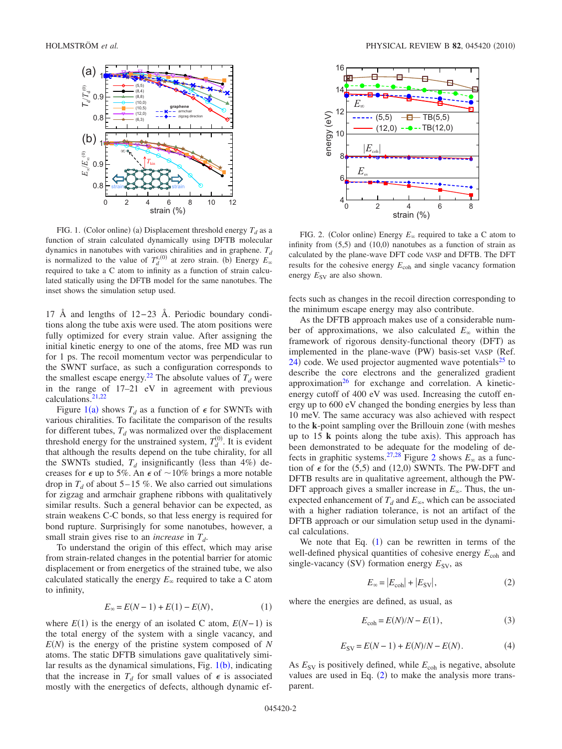FIG. 1. (Color online) (a) Displacement threshold energy $T_d$ as a function of strain calculated dynamically using DFTB molecular dynamics in nanotubes with various chiralities and in graphene. $T_d$ is normalized to the value of $T_d^{s,(0)}$ at zero strain. (b) Energy $E_\infty$ required to take a C atom to infinity as a function of strain calculated statically using the DFTB model for the same nanotubes. The inset shows the simulation setup used.

FIG. 2. (Color online) Energy $E_\infty$ required to take a C atom to infinity from (5,5) and (10,0) nanotubes as a function of strain as calculated by the plane-wave DFT code VASP and DFTB. The DFT results for the cohesive energy $E_{\rm coh}$ and single vacancy formation energy $E_{\rm SV}$ are also shown.

17 Å and lengths of 12–23 Å. Periodic boundary conditions along the tube axis were used. The atom positions were fully optimized for every strain value. After assigning the initial kinetic energy to one of the atoms, free MD was run for 1 ps. The recoil momentum vector was perpendicular to the SWNT surface, as such a configuration corresponds to the smallest escape energy.[22] The absolute values of $T_d$ were in the range of 17–21 eV in agreement with previous calculations.[21,22]

Figure 1(a) shows $T_d$ as a function of $\epsilon$ for SWNTs with various chiralities. To facilitate the comparison of the results for different tubes, $T_d$ was normalized over the displacement threshold energy for the unstrained system, $T_d^{(0)}$. It is evident that although the results depend on the tube chirality, for all the SWNTs studied, $T_d$ insignificantly (less than 4%) decreases for $\epsilon$ up to 5%. An $\epsilon$ of ~10% brings a more notable drop in $T_d$ of about 5–15 %. We also carried out simulations for zigzag and armchair graphene ribbons with qualitatively similar results. Such a general behavior can be expected, as strain weakens C-C bonds, so that less energy is required for bond rupture. Surprisingly for some nanotubes, however, a small strain gives rise to an *increase* in $T_d$.

To understand the origin of this effect, which may arise from strain-related changes in the potential barrier for atomic displacement or from energetics of the strained tube, we also calculated statically the energy $E_\infty$ required to take a C atom to infinity,

$$E_\infty = E(N-1) + E(1) - E(N), \tag{1}$$

where $E(1)$ is the energy of an isolated C atom, $E(N-1)$ is the total energy of the system with a single vacancy, and $E(N)$ is the energy of the pristine system composed of $N$ atoms. The static DFTB simulations gave qualitatively similar results as the dynamical simulations, Fig. 1(b), indicating that the increase in $T_d$ for small values of $\epsilon$ is associated mostly with the energetics of defects, although dynamic effects such as changes in the recoil direction corresponding to the minimum escape energy may also contribute.

As the DFTB approach makes use of a considerable number of approximations, we also calculated $E_\infty$ within the framework of rigorous density-functional theory (DFT) as implemented in the plane-wave (PW) basis-set VASP (Ref. 24) code. We used projector augmented wave potentials[25] to describe the core electrons and the generalized gradient approximation[26] for exchange and correlation. A kinetic-energy cutoff of 400 eV was used. Increasing the cutoff energy up to 600 eV changed the bonding energies by less than 10 meV. The same accuracy was also achieved with respect to the **k**-point sampling over the Brillouin zone (with meshes up to 15 **k** points along the tube axis). This approach has been demonstrated to be adequate for the modeling of defects in graphitic systems.[27,28] Figure 2 shows $E_\infty$ as a function of $\epsilon$ for the (5,5) and (12,0) SWNTs. The PW-DFT and DFTB results are in qualitative agreement, although the PW-DFT approach gives a smaller increase in $E_\infty$. Thus, the unexpected enhancement of $T_d$ and $E_\infty$, which can be associated with a higher radiation tolerance, is not an artifact of the DFTB approach or our simulation setup used in the dynamical calculations.

We note that Eq. (1) can be rewritten in terms of the well-defined physical quantities of cohesive energy $E_{\rm coh}$ and single-vacancy (SV) formation energy $E_{\rm SV}$, as

$$E_\infty = |E_{\rm coh}| + |E_{\rm SV}|, \tag{2}$$

where the energies are defined, as usual, as

$$E_{\rm coh} = E(N)/N - E(1), \tag{3}$$

$$E_{\rm SV} = E(N-1) + E(N)/N - E(N). \tag{4}$$

As $E_{\rm SV}$ is positively defined, while $E_{\rm coh}$ is negative, absolute values are used in Eq. (2) to make the analysis more transparent.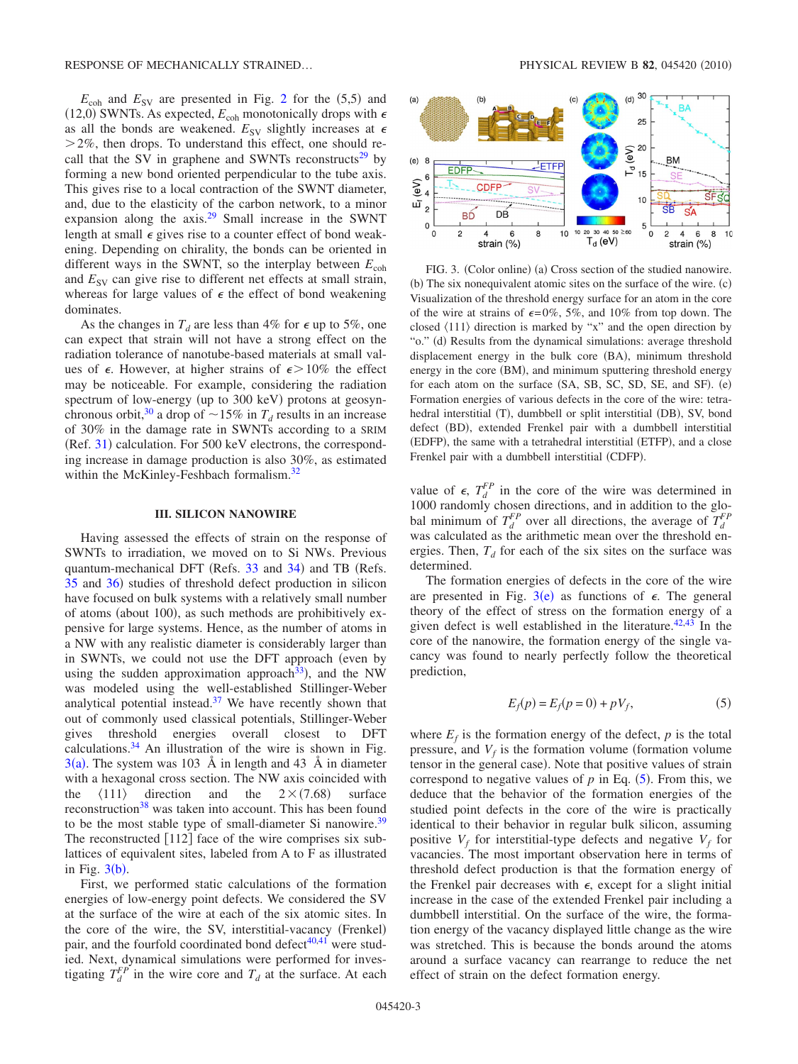$E_{coh}$ and $E_{SV}$ are presented in Fig. 2 for the (5,5) and (12,0) SWNTs. As expected, $E_{coh}$ monotonically drops with $\epsilon$ as all the bonds are weakened. $E_{SV}$ slightly increases at $\epsilon > 2\%$, then drops. To understand this effect, one should recall that the SV in graphene and SWNTs reconstructs[29] by forming a new bond oriented perpendicular to the tube axis. This gives rise to a local contraction of the SWNT diameter, and, due to the elasticity of the carbon network, to a minor expansion along the axis.[29] Small increase in the SWNT length at small $\epsilon$ gives rise to a counter effect of bond weakening. Depending on chirality, the bonds can be oriented in different ways in the SWNT, so the interplay between $E_{coh}$ and $E_{SV}$ can give rise to different net effects at small strain, whereas for large values of $\epsilon$ the effect of bond weakening dominates.

As the changes in $T_d$ are less than 4% for $\epsilon$ up to 5%, one can expect that strain will not have a strong effect on the radiation tolerance of nanotube-based materials at small values of $\epsilon$. However, at higher strains of $\epsilon > 10\%$ the effect may be noticeable. For example, considering the radiation spectrum of low-energy (up to 300 keV) protons at geosynchronous orbit,[30] a drop of ~15% in $T_d$ results in an increase of 30% in the damage rate in SWNTs according to a SRIM (Ref. 31) calculation. For 500 keV electrons, the corresponding increase in damage production is also 30%, as estimated within the McKinley-Feshbach formalism.[32]

## III. SILICON NANOWIRE

Having assessed the effects of strain on the response of SWNTs to irradiation, we moved on to Si NWs. Previous quantum-mechanical DFT (Refs. 33 and 34) and TB (Refs. 35 and 36) studies of threshold defect production in silicon have focused on bulk systems with a relatively small number of atoms (about 100), as such methods are prohibitively expensive for large systems. Hence, as the number of atoms in a NW with any realistic diameter is considerably larger than in SWNTs, we could not use the DFT approach (even by using the sudden approximation approach[33]), and the NW was modeled using the well-established Stillinger-Weber analytical potential instead.[37] We have recently shown that out of commonly used classical potentials, Stillinger-Weber gives threshold energies overall closest to DFT calculations.[34] An illustration of the wire is shown in Fig. 3(a). The system was 103 Å in length and 43 Å in diameter with a hexagonal cross section. The NW axis coincided with the ⟨111⟩ direction and the 2×(7.68) surface reconstruction[38] was taken into account. This has been found to be the most stable type of small-diameter Si nanowire.[39] The reconstructed [112] face of the wire comprises six sublattices of equivalent sites, labeled from A to F as illustrated in Fig. 3(b).

First, we performed static calculations of the formation energies of low-energy point defects. We considered the SV at the surface of the wire at each of the six atomic sites. In the core of the wire, the SV, interstitial-vacancy (Frenkel) pair, and the fourfold coordinated bond defect[40,41] were studied. Next, dynamical simulations were performed for investigating $T_d^{FP}$ in the wire core and $T_d$ at the surface. At each value of $\epsilon$, $T_d^{FP}$ in the core of the wire was determined in 1000 randomly chosen directions, and in addition to the global minimum of $T_d^{FP}$ over all directions, the average of $T_d^{FP}$ was calculated as the arithmetic mean over the threshold energies. Then, $T_d$ for each of the six sites on the surface was determined.

FIG. 3. (Color online) (a) Cross section of the studied nanowire. (b) The six nonequivalent atomic sites on the surface of the wire. (c) Visualization of the threshold energy surface for an atom in the core of the wire at strains of $\epsilon$=0%, 5%, and 10% from top down. The closed ⟨111⟩ direction is marked by "x" and the open direction by "o." (d) Results from the dynamical simulations: average threshold displacement energy in the bulk core (BA), minimum threshold energy in the core (BM), and minimum sputtering threshold energy for each atom on the surface (SA, SB, SC, SD, SE, and SF). (e) Formation energies of various defects in the core of the wire: tetrahedral interstitial (T), dumbbell or split interstitial (DB), SV, bond defect (BD), extended Frenkel pair with a dumbbell interstitial (EDFP), the same with a tetrahedral interstitial (ETFP), and a close Frenkel pair with a dumbbell interstitial (CDFP).

The formation energies of defects in the core of the wire are presented in Fig. 3(e) as functions of $\epsilon$. The general theory of the effect of stress on the formation energy of a given defect is well established in the literature.[42,43] In the core of the nanowire, the formation energy of the single vacancy was found to nearly perfectly follow the theoretical prediction,

$$E_f(p) = E_f(p=0) + pV_f, \tag{5}$$

where $E_f$ is the formation energy of the defect, $p$ is the total pressure, and $V_f$ is the formation volume (formation volume tensor in the general case). Note that positive values of strain correspond to negative values of $p$ in Eq. (5). From this, we deduce that the behavior of the formation energies of the studied point defects in the core of the wire is practically identical to their behavior in regular bulk silicon, assuming positive $V_f$ for interstitial-type defects and negative $V_f$ for vacancies. The most important observation here in terms of threshold defect production is that the formation energy of the Frenkel pair decreases with $\epsilon$, except for a slight initial increase in the case of the extended Frenkel pair including a dumbbell interstitial. On the surface of the wire, the formation energy of the vacancy displayed little change as the wire was stretched. This is because the bonds around the atoms around a surface vacancy can rearrange to reduce the net effect of strain on the defect formation energy.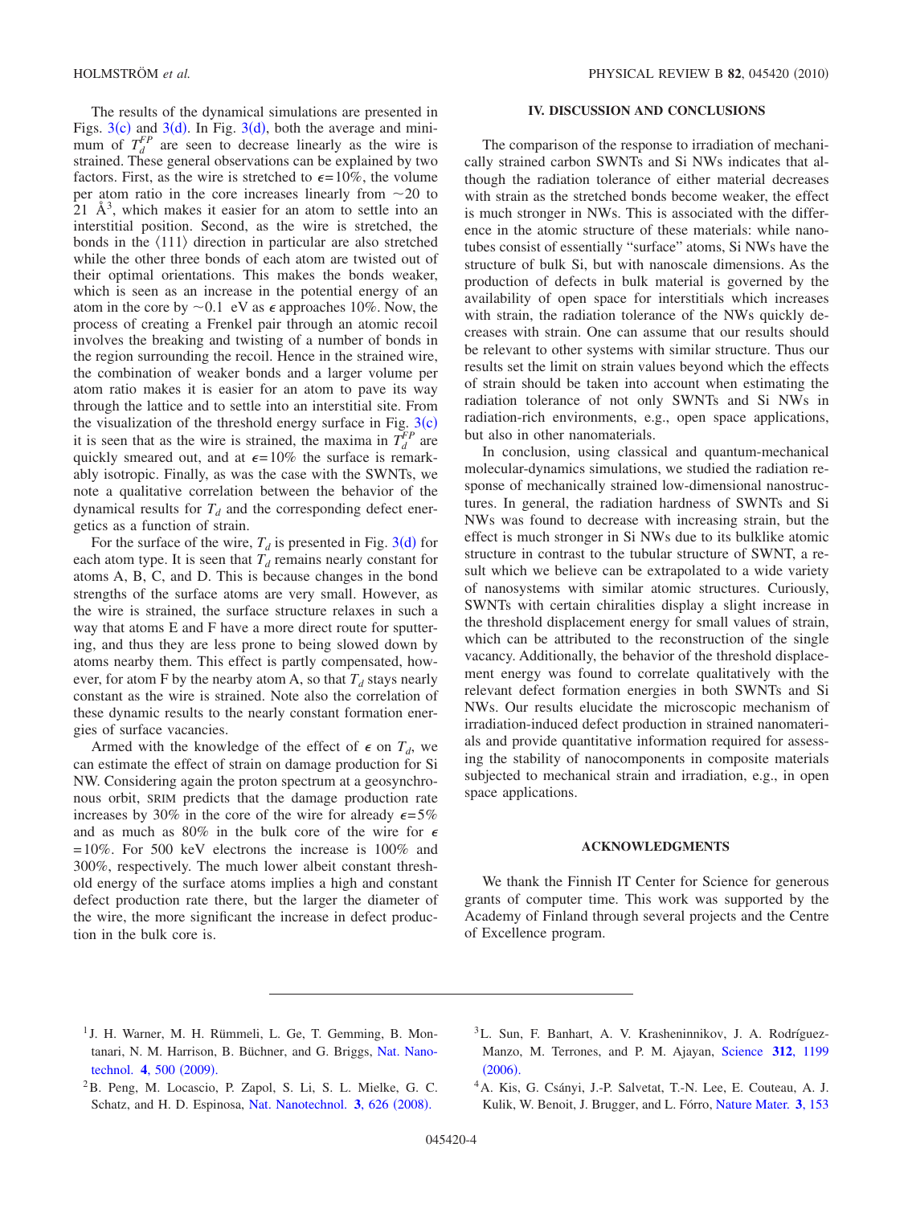The results of the dynamical simulations are presented in Figs. 3(c) and 3(d). In Fig. 3(d), both the average and minimum of $T_d^{FP}$ are seen to decrease linearly as the wire is strained. These general observations can be explained by two factors. First, as the wire is stretched to $\epsilon=10\%$, the volume per atom ratio in the core increases linearly from $\sim$20 to 21 Å$^3$, which makes it easier for an atom to settle into an interstitial position. Second, as the wire is stretched, the bonds in the $\langle 111 \rangle$ direction in particular are also stretched while the other three bonds of each atom are twisted out of their optimal orientations. This makes the bonds weaker, which is seen as an increase in the potential energy of an atom in the core by $\sim$0.1 eV as $\epsilon$ approaches 10%. Now, the process of creating a Frenkel pair through an atomic recoil involves the breaking and twisting of a number of bonds in the region surrounding the recoil. Hence in the strained wire, the combination of weaker bonds and a larger volume per atom ratio makes it is easier for an atom to pave its way through the lattice and to settle into an interstitial site. From the visualization of the threshold energy surface in Fig. 3(c) it is seen that as the wire is strained, the maxima in $T_d^{FP}$ are quickly smeared out, and at $\epsilon=10\%$ the surface is remarkably isotropic. Finally, as was the case with the SWNTs, we note a qualitative correlation between the behavior of the dynamical results for $T_d$ and the corresponding defect energetics as a function of strain.

For the surface of the wire, $T_d$ is presented in Fig. 3(d) for each atom type. It is seen that $T_d$ remains nearly constant for atoms A, B, C, and D. This is because changes in the bond strengths of the surface atoms are very small. However, as the wire is strained, the surface structure relaxes in such a way that atoms E and F have a more direct route for sputtering, and thus they are less prone to being slowed down by atoms nearby them. This effect is partly compensated, however, for atom F by the nearby atom A, so that $T_d$ stays nearly constant as the wire is strained. Note also the correlation of these dynamic results to the nearly constant formation energies of surface vacancies.

Armed with the knowledge of the effect of $\epsilon$ on $T_d$, we can estimate the effect of strain on damage production for Si NW. Considering again the proton spectrum at a geosynchronous orbit, SRIM predicts that the damage production rate increases by 30% in the core of the wire for already $\epsilon=5\%$ and as much as 80% in the bulk core of the wire for $\epsilon=10\%$. For 500 keV electrons the increase is 100% and 300%, respectively. The much lower albeit constant threshold energy of the surface atoms implies a high and constant defect production rate there, but the larger the diameter of the wire, the more significant the increase in defect production in the bulk core is.

## IV. DISCUSSION AND CONCLUSIONS

The comparison of the response to irradiation of mechanically strained carbon SWNTs and Si NWs indicates that although the radiation tolerance of either material decreases with strain as the stretched bonds become weaker, the effect is much stronger in NWs. This is associated with the difference in the atomic structure of these materials: while nanotubes consist of essentially "surface" atoms, Si NWs have the structure of bulk Si, but with nanoscale dimensions. As the production of defects in bulk material is governed by the availability of open space for interstitials which increases with strain, the radiation tolerance of the NWs quickly decreases with strain. One can assume that our results should be relevant to other systems with similar structure. Thus our results set the limit on strain values beyond which the effects of strain should be taken into account when estimating the radiation tolerance of not only SWNTs and Si NWs in radiation-rich environments, e.g., open space applications, but also in other nanomaterials.

In conclusion, using classical and quantum-mechanical molecular-dynamics simulations, we studied the radiation response of mechanically strained low-dimensional nanostructures. In general, the radiation hardness of SWNTs and Si NWs was found to decrease with increasing strain, but the effect is much stronger in Si NWs due to its bulklike atomic structure in contrast to the tubular structure of SWNT, a result which we believe can be extrapolated to a wide variety of nanosystems with similar atomic structures. Curiously, SWNTs with certain chiralities display a slight increase in the threshold displacement energy for small values of strain, which can be attributed to the reconstruction of the single vacancy. Additionally, the behavior of the threshold displacement energy was found to correlate qualitatively with the relevant defect formation energies in both SWNTs and Si NWs. Our results elucidate the microscopic mechanism of irradiation-induced defect production in strained nanomaterials and provide quantitative information required for assessing the stability of nanocomponents in composite materials subjected to mechanical strain and irradiation, e.g., in open space applications.

## ACKNOWLEDGMENTS

We thank the Finnish IT Center for Science for generous grants of computer time. This work was supported by the Academy of Finland through several projects and the Centre of Excellence program.

---

[1] J. H. Warner, M. H. Rümmeli, L. Ge, T. Gemming, B. Montanari, N. M. Harrison, B. Büchner, and G. Briggs, Nat. Nanotechnol. **4**, 500 (2009).

[2] B. Peng, M. Locascio, P. Zapol, S. Li, S. L. Mielke, G. C. Schatz, and H. D. Espinosa, Nat. Nanotechnol. **3**, 626 (2008).

[3] L. Sun, F. Banhart, A. V. Krasheninnikov, J. A. Rodríguez-Manzo, M. Terrones, and P. M. Ajayan, Science **312**, 1199 (2006).

[4] A. Kis, G. Csányi, J.-P. Salvetat, T.-N. Lee, E. Couteau, A. J. Kulik, W. Benoit, J. Brugger, and L. Fórro, Nature Mater. **3**, 153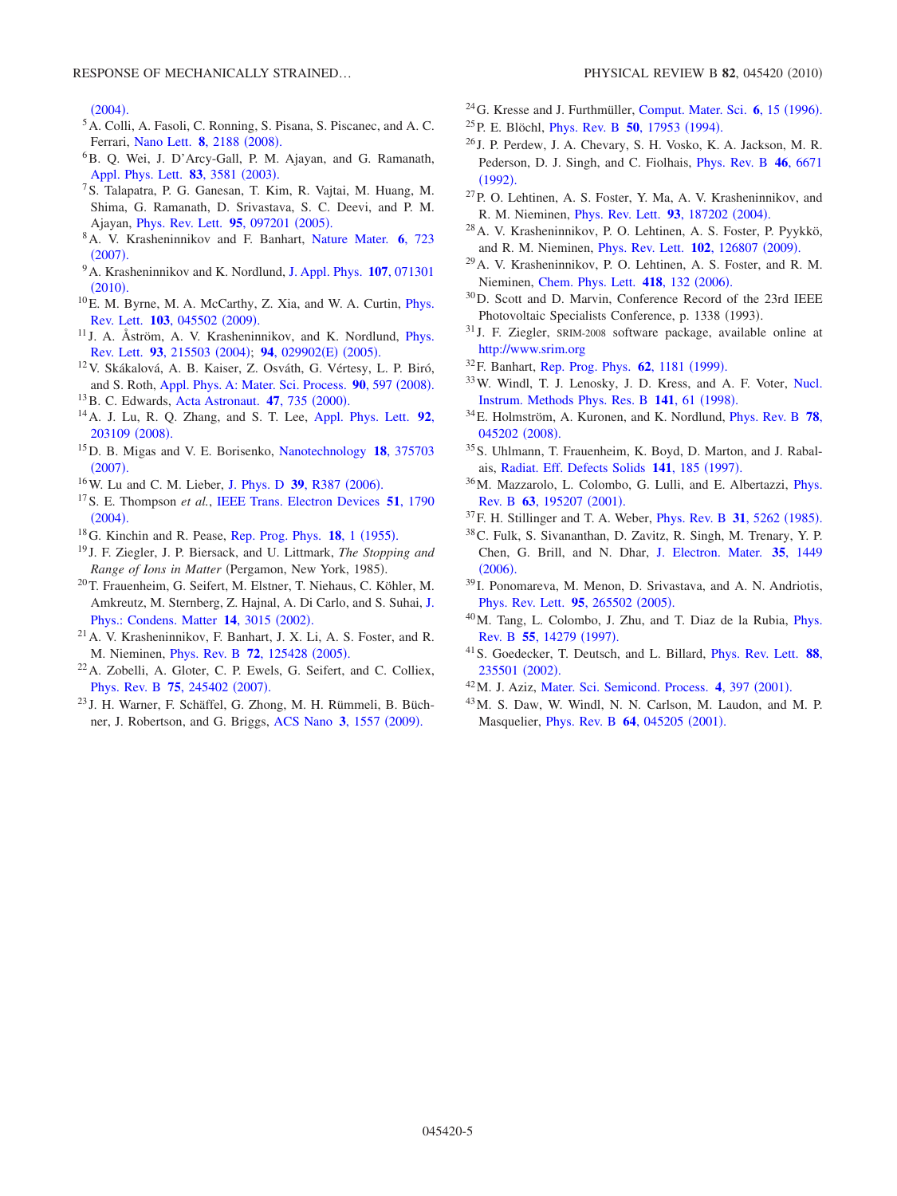(2004).

[5] A. Colli, A. Fasoli, C. Ronning, S. Pisana, S. Piscanec, and A. C. Ferrari, Nano Lett. **8**, 2188 (2008).

[6] B. Q. Wei, J. D'Arcy-Gall, P. M. Ajayan, and G. Ramanath, Appl. Phys. Lett. **83**, 3581 (2003).

[7] S. Talapatra, P. G. Ganesan, T. Kim, R. Vajtai, M. Huang, M. Shima, G. Ramanath, D. Srivastava, S. C. Deevi, and P. M. Ajayan, Phys. Rev. Lett. **95**, 097201 (2005).

[8] A. V. Krasheninnikov and F. Banhart, Nature Mater. **6**, 723 (2007).

[9] A. Krasheninnikov and K. Nordlund, J. Appl. Phys. **107**, 071301 (2010).

[10] E. M. Byrne, M. A. McCarthy, Z. Xia, and W. A. Curtin, Phys. Rev. Lett. **103**, 045502 (2009).

[11] J. A. Åström, A. V. Krasheninnikov, and K. Nordlund, Phys. Rev. Lett. **93**, 215503 (2004); **94**, 029902(E) (2005).

[12] V. Skákalová, A. B. Kaiser, Z. Osváth, G. Vértesy, L. P. Biró, and S. Roth, Appl. Phys. A: Mater. Sci. Process. **90**, 597 (2008).

[13] B. C. Edwards, Acta Astronaut. **47**, 735 (2000).

[14] A. J. Lu, R. Q. Zhang, and S. T. Lee, Appl. Phys. Lett. **92**, 203109 (2008).

[15] D. B. Migas and V. E. Borisenko, Nanotechnology **18**, 375703 (2007).

[16] W. Lu and C. M. Lieber, J. Phys. D **39**, R387 (2006).

[17] S. E. Thompson *et al.*, IEEE Trans. Electron Devices **51**, 1790 (2004).

[18] G. Kinchin and R. Pease, Rep. Prog. Phys. **18**, 1 (1955).

[19] J. F. Ziegler, J. P. Biersack, and U. Littmark, *The Stopping and Range of Ions in Matter* (Pergamon, New York, 1985).

[20] T. Frauenheim, G. Seifert, M. Elstner, T. Niehaus, C. Köhler, M. Amkreutz, M. Sternberg, Z. Hajnal, A. Di Carlo, and S. Suhai, J. Phys.: Condens. Matter **14**, 3015 (2002).

[21] A. V. Krasheninnikov, F. Banhart, J. X. Li, A. S. Foster, and R. M. Nieminen, Phys. Rev. B **72**, 125428 (2005).

[22] A. Zobelli, A. Gloter, C. P. Ewels, G. Seifert, and C. Colliex, Phys. Rev. B **75**, 245402 (2007).

[23] J. H. Warner, F. Schäffel, G. Zhong, M. H. Rümmeli, B. Büchner, J. Robertson, and G. Briggs, ACS Nano **3**, 1557 (2009).

[24] G. Kresse and J. Furthmüller, Comput. Mater. Sci. **6**, 15 (1996).

[25] P. E. Blöchl, Phys. Rev. B **50**, 17953 (1994).

[26] J. P. Perdew, J. A. Chevary, S. H. Vosko, K. A. Jackson, M. R. Pederson, D. J. Singh, and C. Fiolhais, Phys. Rev. B **46**, 6671 (1992).

[27] P. O. Lehtinen, A. S. Foster, Y. Ma, A. V. Krasheninnikov, and R. M. Nieminen, Phys. Rev. Lett. **93**, 187202 (2004).

[28] A. V. Krasheninnikov, P. O. Lehtinen, A. S. Foster, P. Pyykkö, and R. M. Nieminen, Phys. Rev. Lett. **102**, 126807 (2009).

[29] A. V. Krasheninnikov, P. O. Lehtinen, A. S. Foster, and R. M. Nieminen, Chem. Phys. Lett. **418**, 132 (2006).

[30] D. Scott and D. Marvin, Conference Record of the 23rd IEEE Photovoltaic Specialists Conference, p. 1338 (1993).

[31] J. F. Ziegler, SRIM-2008 software package, available online at http://www.srim.org

[32] F. Banhart, Rep. Prog. Phys. **62**, 1181 (1999).

[33] W. Windl, T. J. Lenosky, J. D. Kress, and A. F. Voter, Nucl. Instrum. Methods Phys. Res. B **141**, 61 (1998).

[34] E. Holmström, A. Kuronen, and K. Nordlund, Phys. Rev. B **78**, 045202 (2008).

[35] S. Uhlmann, T. Frauenheim, K. Boyd, D. Marton, and J. Rabalais, Radiat. Eff. Defects Solids **141**, 185 (1997).

[36] M. Mazzarolo, L. Colombo, G. Lulli, and E. Albertazzi, Phys. Rev. B **63**, 195207 (2001).

[37] F. H. Stillinger and T. A. Weber, Phys. Rev. B **31**, 5262 (1985).

[38] C. Fulk, S. Sivananthan, D. Zavitz, R. Singh, M. Trenary, Y. P. Chen, G. Brill, and N. Dhar, J. Electron. Mater. **35**, 1449 (2006).

[39] I. Ponomareva, M. Menon, D. Srivastava, and A. N. Andriotis, Phys. Rev. Lett. **95**, 265502 (2005).

[40] M. Tang, L. Colombo, J. Zhu, and T. Diaz de la Rubia, Phys. Rev. B **55**, 14279 (1997).

[41] S. Goedecker, T. Deutsch, and L. Billard, Phys. Rev. Lett. **88**, 235501 (2002).

[42] M. J. Aziz, Mater. Sci. Semicond. Process. **4**, 397 (2001).

[43] M. S. Daw, W. Windl, N. N. Carlson, M. Laudon, and M. P. Masquelier, Phys. Rev. B **64**, 045205 (2001).